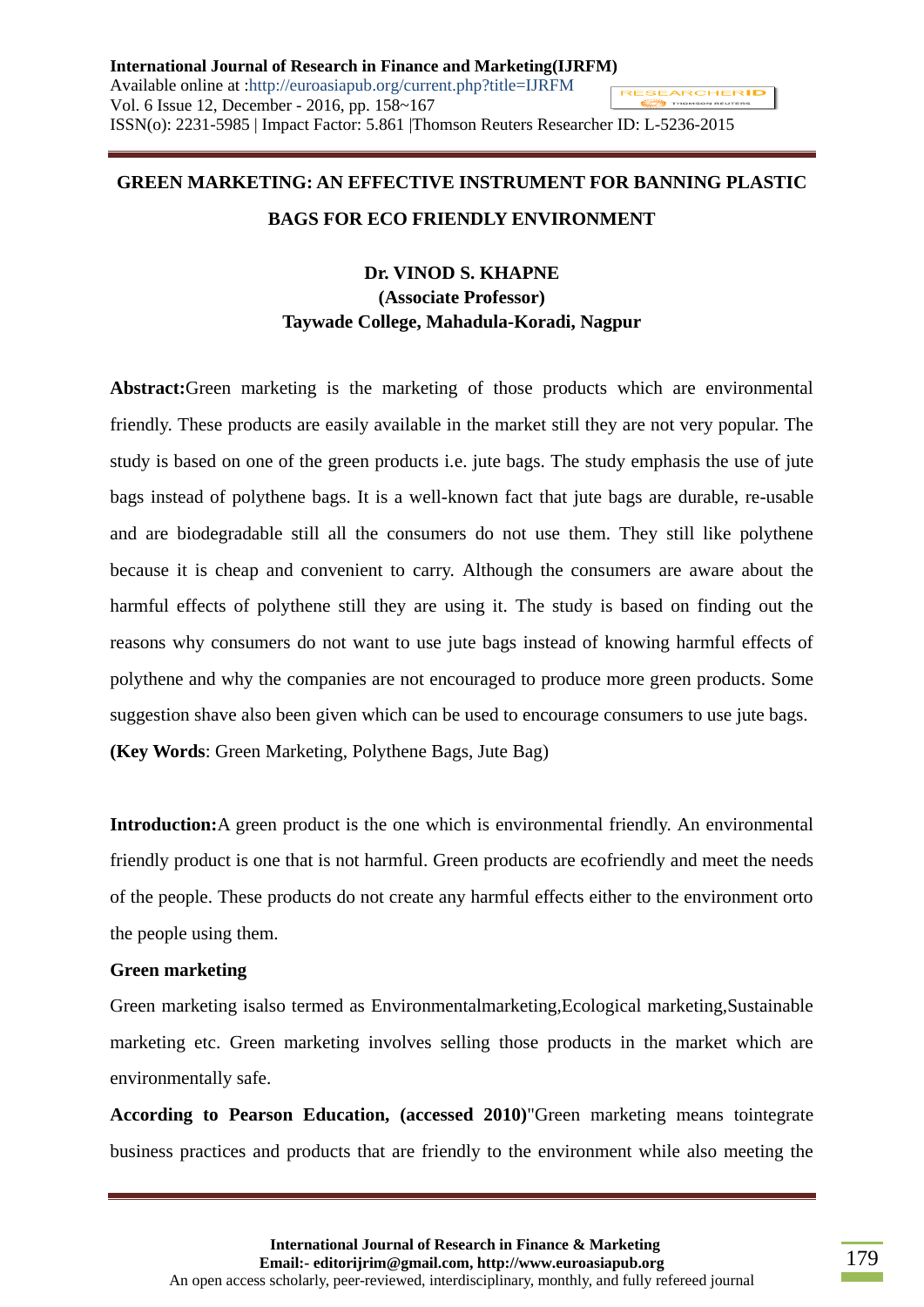# GREEN MARKETING: AN EFFECTIVE INSTRUMENT FOR BANNING PLASTIC BAGS FOR ECO FRIENDLY ENVIRONMENT

**Dr. VINOD S. KHAPNE**
**(Associate Professor)**
**Taywade College, Mahadula-Koradi, Nagpur**

**Abstract:**Green marketing is the marketing of those products which are environmental friendly. These products are easily available in the market still they are not very popular. The study is based on one of the green products i.e. jute bags. The study emphasis the use of jute bags instead of polythene bags. It is a well-known fact that jute bags are durable, re-usable and are biodegradable still all the consumers do not use them. They still like polythene because it is cheap and convenient to carry. Although the consumers are aware about the harmful effects of polythene still they are using it. The study is based on finding out the reasons why consumers do not want to use jute bags instead of knowing harmful effects of polythene and why the companies are not encouraged to produce more green products. Some suggestion shave also been given which can be used to encourage consumers to use jute bags.

**(Key Words**: Green Marketing, Polythene Bags, Jute Bag)

**Introduction:**A green product is the one which is environmental friendly. An environmental friendly product is one that is not harmful. Green products are ecofriendly and meet the needs of the people. These products do not create any harmful effects either to the environment orto the people using them.

**Green marketing**

Green marketing isalso termed as Environmentalmarketing,Ecological marketing,Sustainable marketing etc. Green marketing involves selling those products in the market which are environmentally safe.

**According to Pearson Education, (accessed 2010)**"Green marketing means tointegrate business practices and products that are friendly to the environment while also meeting the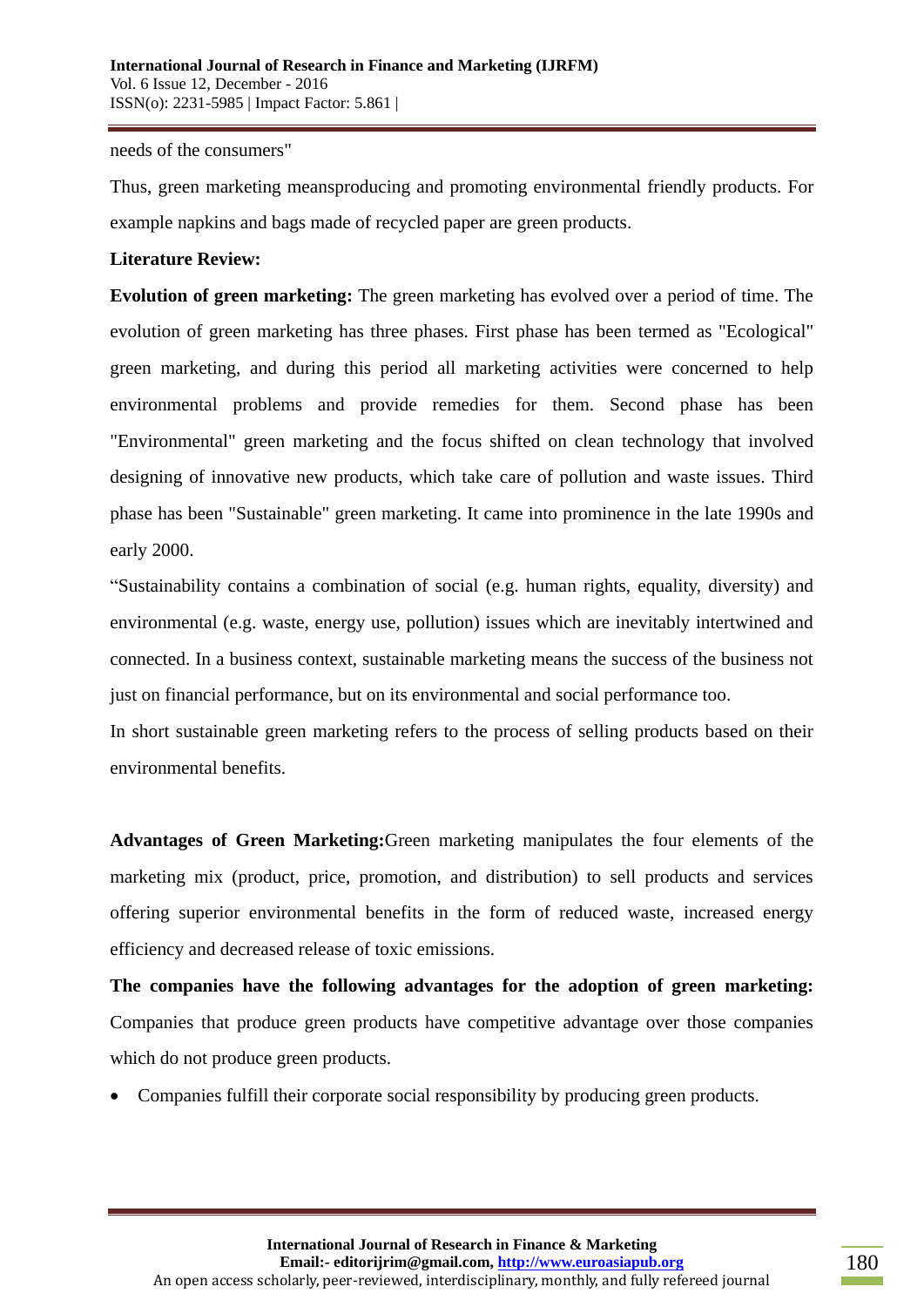needs of the consumers"

Thus, green marketing meansproducing and promoting environmental friendly products. For example napkins and bags made of recycled paper are green products.

**Literature Review:**

**Evolution of green marketing:** The green marketing has evolved over a period of time. The evolution of green marketing has three phases. First phase has been termed as "Ecological" green marketing, and during this period all marketing activities were concerned to help environmental problems and provide remedies for them. Second phase has been "Environmental" green marketing and the focus shifted on clean technology that involved designing of innovative new products, which take care of pollution and waste issues. Third phase has been "Sustainable" green marketing. It came into prominence in the late 1990s and early 2000.

"Sustainability contains a combination of social (e.g. human rights, equality, diversity) and environmental (e.g. waste, energy use, pollution) issues which are inevitably intertwined and connected. In a business context, sustainable marketing means the success of the business not just on financial performance, but on its environmental and social performance too.

In short sustainable green marketing refers to the process of selling products based on their environmental benefits.

**Advantages of Green Marketing:**Green marketing manipulates the four elements of the marketing mix (product, price, promotion, and distribution) to sell products and services offering superior environmental benefits in the form of reduced waste, increased energy efficiency and decreased release of toxic emissions.

**The companies have the following advantages for the adoption of green marketing:** Companies that produce green products have competitive advantage over those companies which do not produce green products.

- Companies fulfill their corporate social responsibility by producing green products.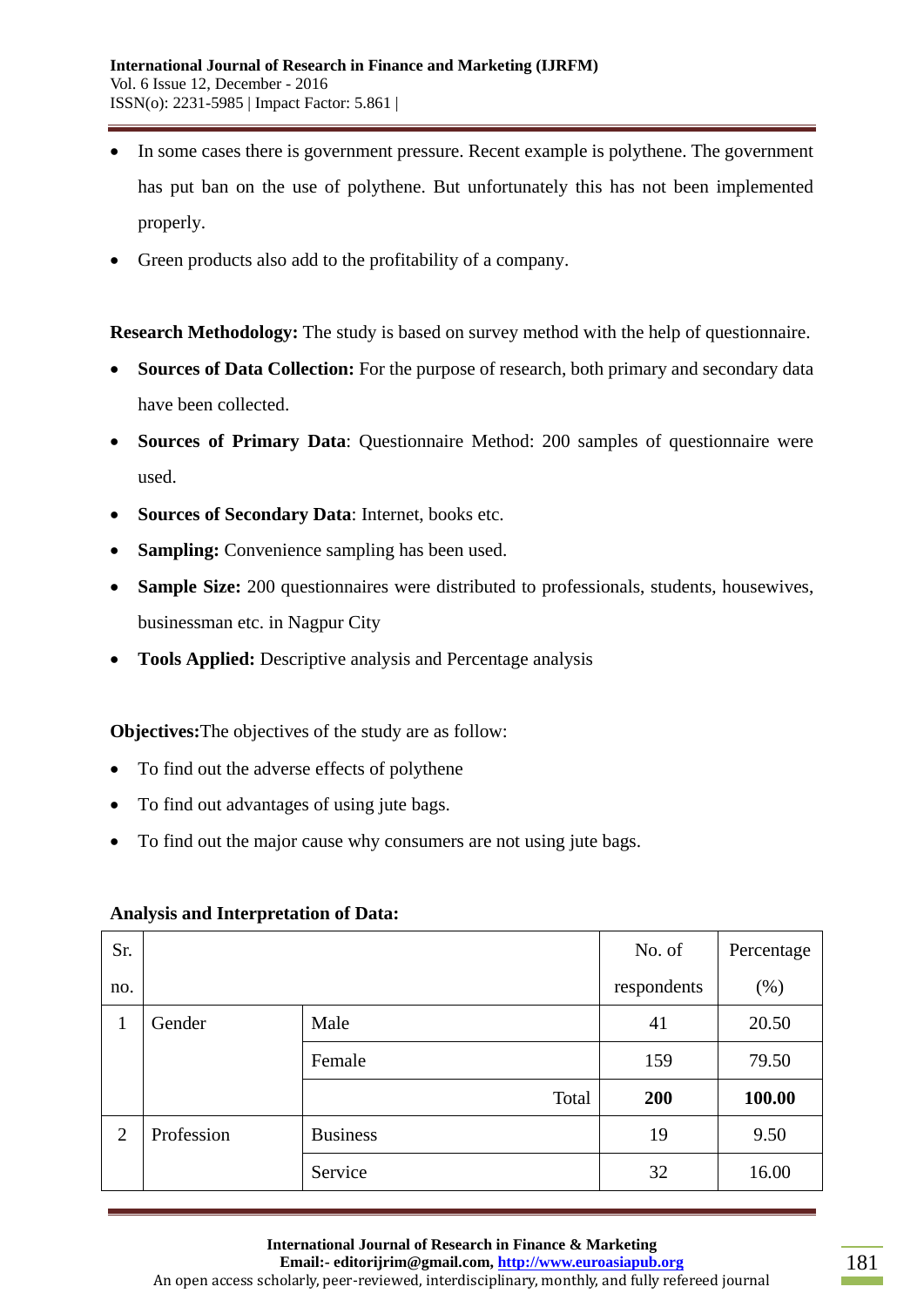- In some cases there is government pressure. Recent example is polythene. The government has put ban on the use of polythene. But unfortunately this has not been implemented properly.
- Green products also add to the profitability of a company.

**Research Methodology:** The study is based on survey method with the help of questionnaire.

- **Sources of Data Collection:** For the purpose of research, both primary and secondary data have been collected.
- **Sources of Primary Data**: Questionnaire Method: 200 samples of questionnaire were used.
- **Sources of Secondary Data**: Internet, books etc.
- **Sampling:** Convenience sampling has been used.
- **Sample Size:** 200 questionnaires were distributed to professionals, students, housewives, businessman etc. in Nagpur City
- **Tools Applied:** Descriptive analysis and Percentage analysis

**Objectives:**The objectives of the study are as follow:

- To find out the adverse effects of polythene
- To find out advantages of using jute bags.
- To find out the major cause why consumers are not using jute bags.

**Analysis and Interpretation of Data:**

| Sr. no. | | | No. of respondents | Percentage (%) |
|---|---|---|---|---|
| 1 | Gender | Male | 41 | 20.50 |
| | | Female | 159 | 79.50 |
| | | Total | **200** | **100.00** |
| 2 | Profession | Business | 19 | 9.50 |
| | | Service | 32 | 16.00 |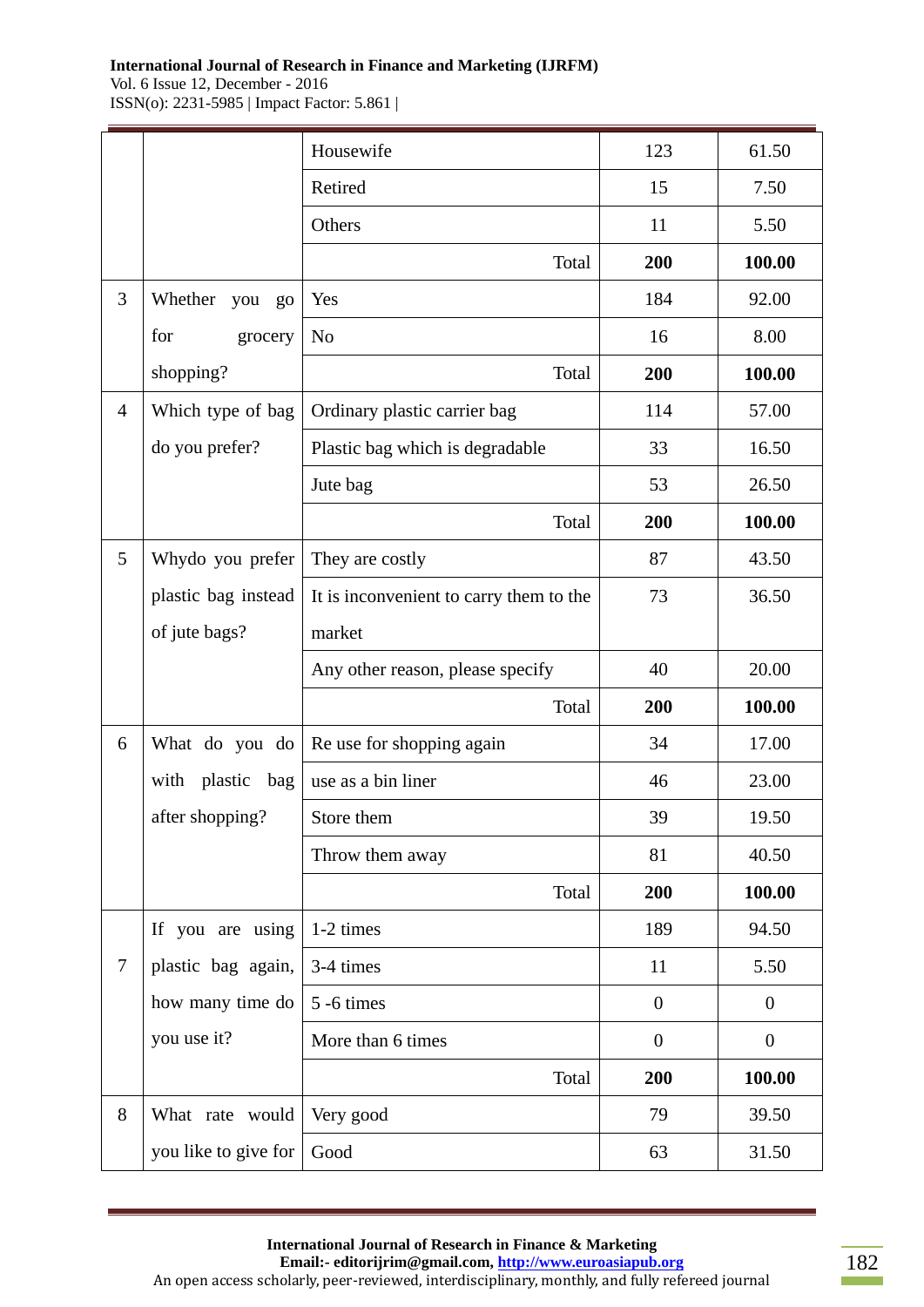| | | | | |
|---|---|---|---|---|
| | | Housewife | 123 | 61.50 |
| | | Retired | 15 | 7.50 |
| | | Others | 11 | 5.50 |
| | | Total | **200** | **100.00** |
| 3 | Whether you go for grocery shopping? | Yes | 184 | 92.00 |
| | | No | 16 | 8.00 |
| | | Total | **200** | **100.00** |
| 4 | Which type of bag do you prefer? | Ordinary plastic carrier bag | 114 | 57.00 |
| | | Plastic bag which is degradable | 33 | 16.50 |
| | | Jute bag | 53 | 26.50 |
| | | Total | **200** | **100.00** |
| 5 | Whydo you prefer plastic bag instead of jute bags? | They are costly | 87 | 43.50 |
| | | It is inconvenient to carry them to the market | 73 | 36.50 |
| | | Any other reason, please specify | 40 | 20.00 |
| | | Total | **200** | **100.00** |
| 6 | What do you do with plastic bag after shopping? | Re use for shopping again | 34 | 17.00 |
| | | use as a bin liner | 46 | 23.00 |
| | | Store them | 39 | 19.50 |
| | | Throw them away | 81 | 40.50 |
| | | Total | **200** | **100.00** |
| 7 | If you are using plastic bag again, how many time do you use it? | 1-2 times | 189 | 94.50 |
| | | 3-4 times | 11 | 5.50 |
| | | 5 -6 times | 0 | 0 |
| | | More than 6 times | 0 | 0 |
| | | Total | **200** | **100.00** |
| 8 | What rate would you like to give for | Very good | 79 | 39.50 |
| | | Good | 63 | 31.50 |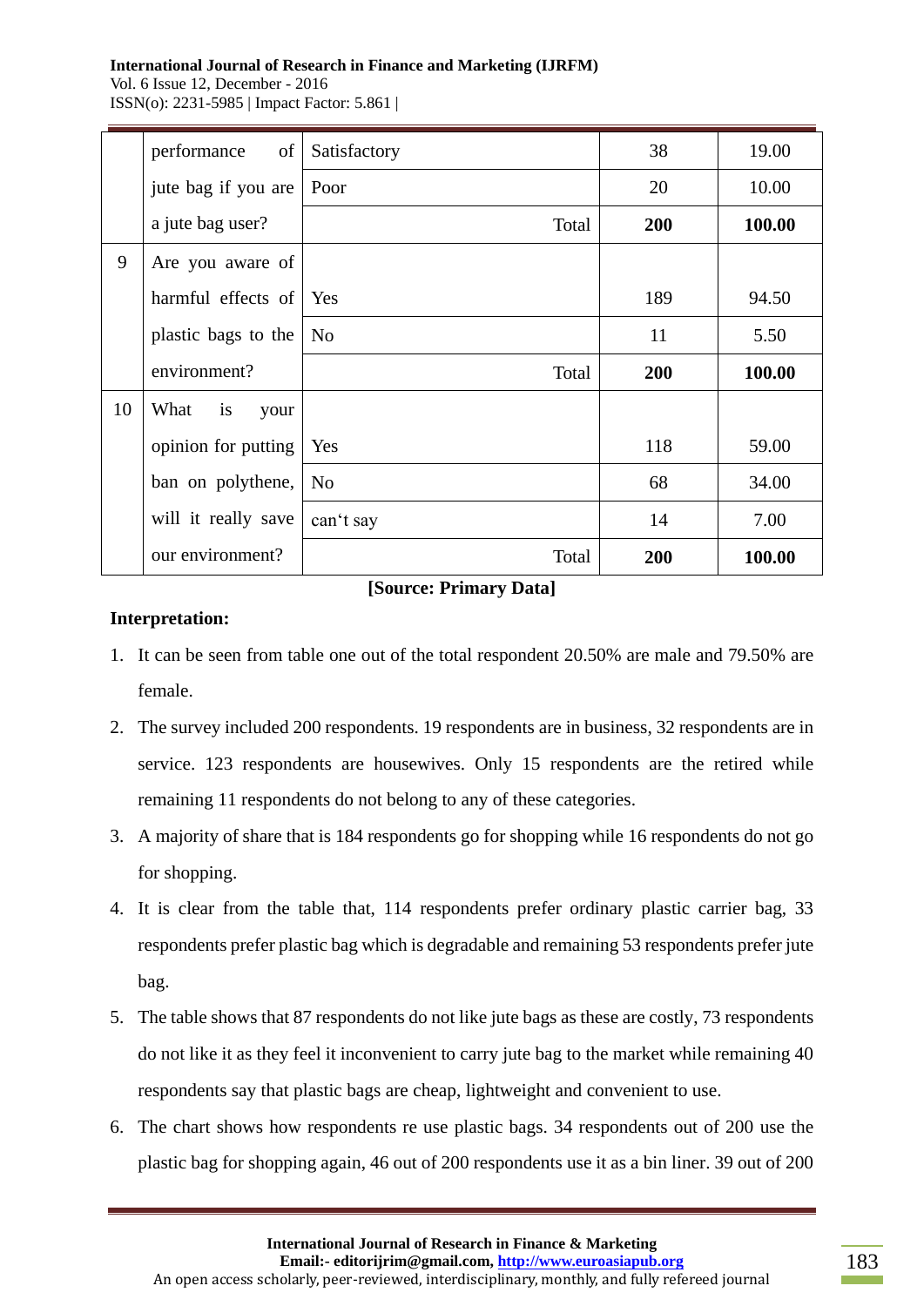|  | performance of jute bag if you are a jute bag user? | Satisfactory | 38 | 19.00 |
|---|---|---|---|---|
|  |  | Poor | 20 | 10.00 |
|  |  | Total | **200** | **100.00** |
| 9 | Are you aware of harmful effects of plastic bags to the environment? | Yes | 189 | 94.50 |
|  |  | No | 11 | 5.50 |
|  |  | Total | **200** | **100.00** |
| 10 | What is your opinion for putting ban on polythene, will it really save our environment? | Yes | 118 | 59.00 |
|  |  | No | 68 | 34.00 |
|  |  | can't say | 14 | 7.00 |
|  |  | Total | **200** | **100.00** |

**[Source: Primary Data]**

**Interpretation:**

1. It can be seen from table one out of the total respondent 20.50% are male and 79.50% are female.
2. The survey included 200 respondents. 19 respondents are in business, 32 respondents are in service. 123 respondents are housewives. Only 15 respondents are the retired while remaining 11 respondents do not belong to any of these categories.
3. A majority of share that is 184 respondents go for shopping while 16 respondents do not go for shopping.
4. It is clear from the table that, 114 respondents prefer ordinary plastic carrier bag, 33 respondents prefer plastic bag which is degradable and remaining 53 respondents prefer jute bag.
5. The table shows that 87 respondents do not like jute bags as these are costly, 73 respondents do not like it as they feel it inconvenient to carry jute bag to the market while remaining 40 respondents say that plastic bags are cheap, lightweight and convenient to use.
6. The chart shows how respondents re use plastic bags. 34 respondents out of 200 use the plastic bag for shopping again, 46 out of 200 respondents use it as a bin liner. 39 out of 200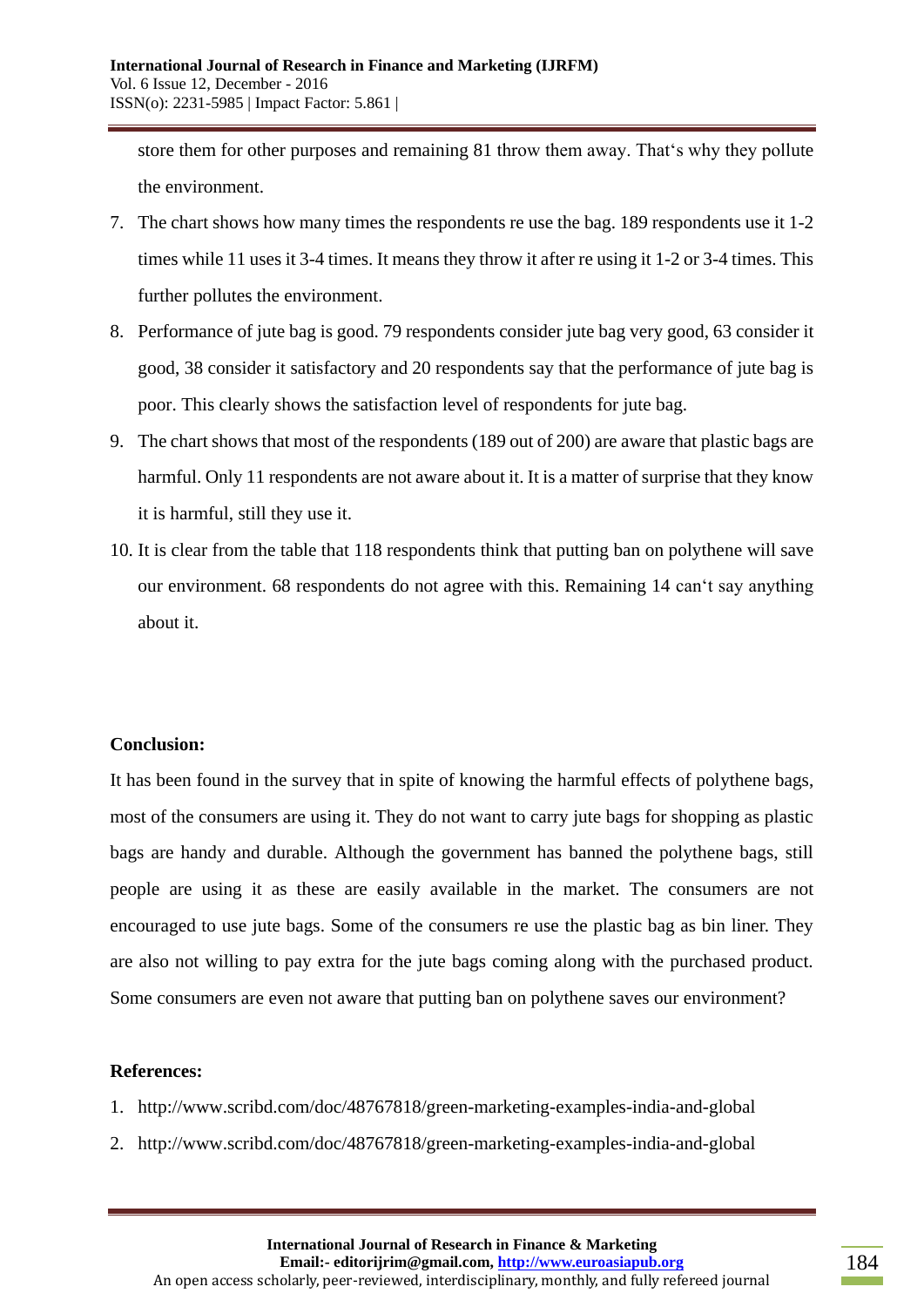store them for other purposes and remaining 81 throw them away. That‘s why they pollute the environment.

7. The chart shows how many times the respondents re use the bag. 189 respondents use it 1-2 times while 11 uses it 3-4 times. It means they throw it after re using it 1-2 or 3-4 times. This further pollutes the environment.
8. Performance of jute bag is good. 79 respondents consider jute bag very good, 63 consider it good, 38 consider it satisfactory and 20 respondents say that the performance of jute bag is poor. This clearly shows the satisfaction level of respondents for jute bag.
9. The chart shows that most of the respondents (189 out of 200) are aware that plastic bags are harmful. Only 11 respondents are not aware about it. It is a matter of surprise that they know it is harmful, still they use it.
10. It is clear from the table that 118 respondents think that putting ban on polythene will save our environment. 68 respondents do not agree with this. Remaining 14 can‘t say anything about it.

**Conclusion:**

It has been found in the survey that in spite of knowing the harmful effects of polythene bags, most of the consumers are using it. They do not want to carry jute bags for shopping as plastic bags are handy and durable. Although the government has banned the polythene bags, still people are using it as these are easily available in the market. The consumers are not encouraged to use jute bags. Some of the consumers re use the plastic bag as bin liner. They are also not willing to pay extra for the jute bags coming along with the purchased product. Some consumers are even not aware that putting ban on polythene saves our environment?

**References:**

1. http://www.scribd.com/doc/48767818/green-marketing-examples-india-and-global
2. http://www.scribd.com/doc/48767818/green-marketing-examples-india-and-global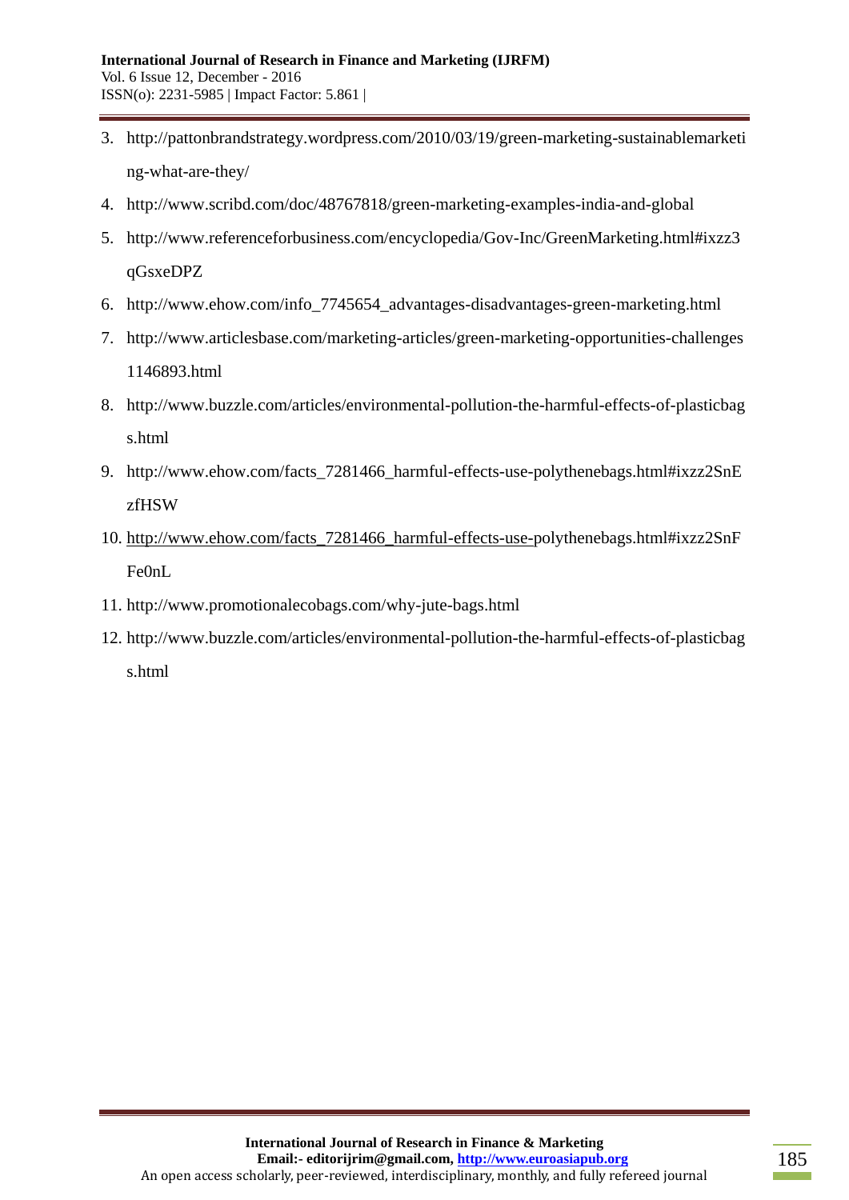3. http://pattonbrandstrategy.wordpress.com/2010/03/19/green-marketing-sustainablemarketing-what-are-they/
4. http://www.scribd.com/doc/48767818/green-marketing-examples-india-and-global
5. http://www.referenceforbusiness.com/encyclopedia/Gov-Inc/GreenMarketing.html#ixzz3qGsxeDPZ
6. http://www.ehow.com/info_7745654_advantages-disadvantages-green-marketing.html
7. http://www.articlesbase.com/marketing-articles/green-marketing-opportunities-challenges1146893.html
8. http://www.buzzle.com/articles/environmental-pollution-the-harmful-effects-of-plasticbags.html
9. http://www.ehow.com/facts_7281466_harmful-effects-use-polythenebags.html#ixzz2SnEzfHSW
10. http://www.ehow.com/facts_7281466_harmful-effects-use-polythenebags.html#ixzz2SnFFe0nL
11. http://www.promotionalecobags.com/why-jute-bags.html
12. http://www.buzzle.com/articles/environmental-pollution-the-harmful-effects-of-plasticbags.html